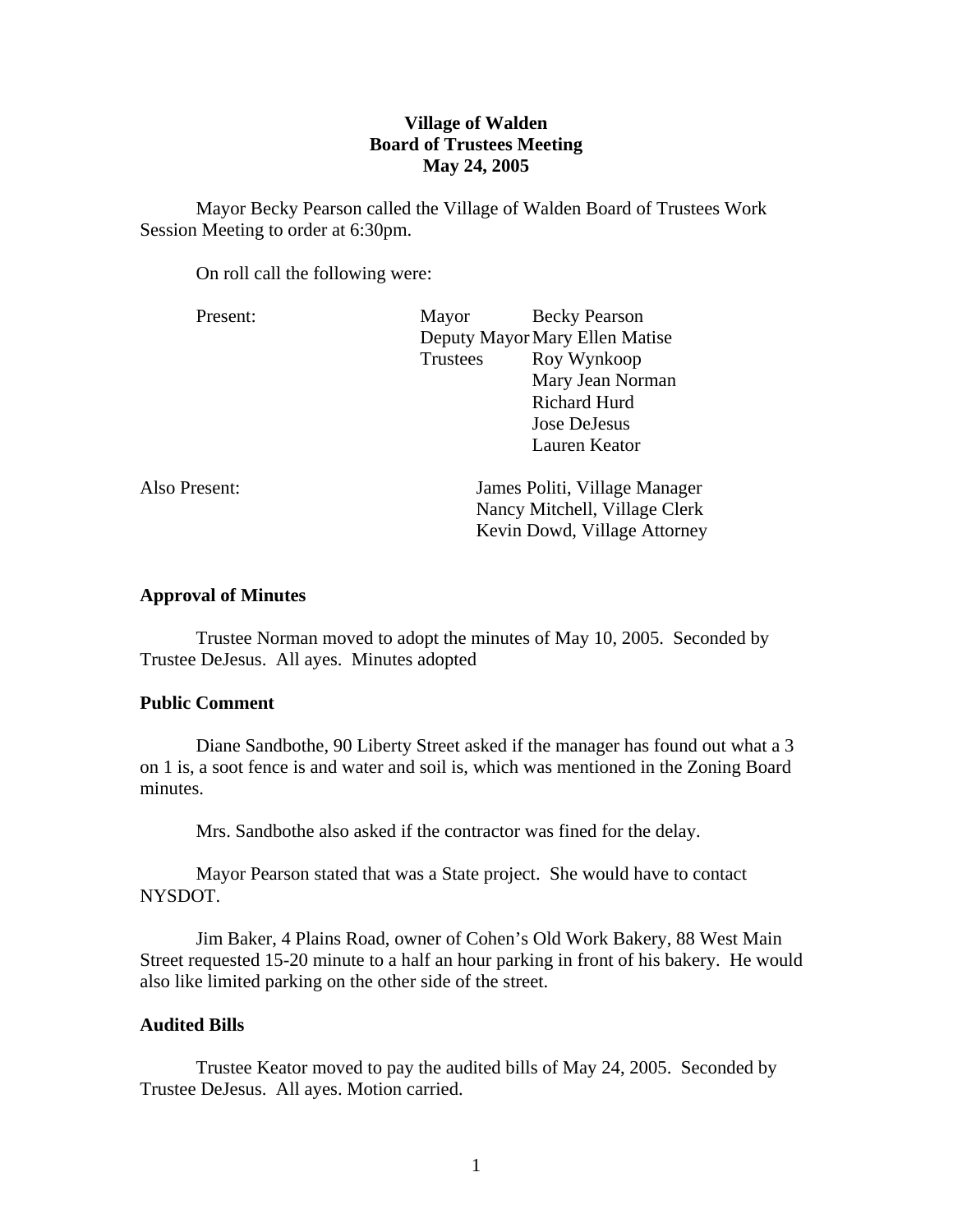**Village of Walden**
**Board of Trustees Meeting**
**May 24, 2005**

Mayor Becky Pearson called the Village of Walden Board of Trustees Work Session Meeting to order at 6:30pm.

On roll call the following were:

| Present: | | |
|---|---|---|
| | Mayor | Becky Pearson |
| | Deputy Mayor | Mary Ellen Matise |
| | Trustees | Roy Wynkoop |
| | | Mary Jean Norman |
| | | Richard Hurd |
| | | Jose DeJesus |
| | | Lauren Keator |

Also Present:

James Politi, Village Manager
Nancy Mitchell, Village Clerk
Kevin Dowd, Village Attorney

## Approval of Minutes

Trustee Norman moved to adopt the minutes of May 10, 2005. Seconded by Trustee DeJesus. All ayes. Minutes adopted

## Public Comment

Diane Sandbothe, 90 Liberty Street asked if the manager has found out what a 3 on 1 is, a soot fence is and water and soil is, which was mentioned in the Zoning Board minutes.

Mrs. Sandbothe also asked if the contractor was fined for the delay.

Mayor Pearson stated that was a State project. She would have to contact NYSDOT.

Jim Baker, 4 Plains Road, owner of Cohen's Old Work Bakery, 88 West Main Street requested 15-20 minute to a half an hour parking in front of his bakery. He would also like limited parking on the other side of the street.

## Audited Bills

Trustee Keator moved to pay the audited bills of May 24, 2005. Seconded by Trustee DeJesus. All ayes. Motion carried.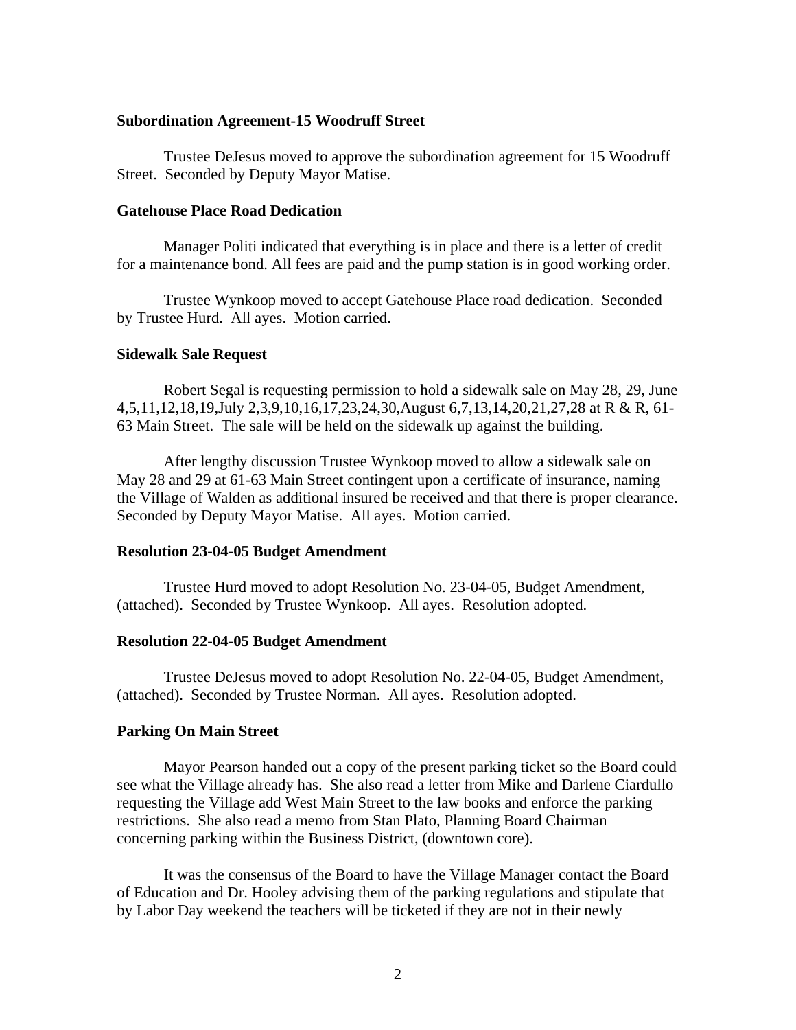**Subordination Agreement-15 Woodruff Street**

Trustee DeJesus moved to approve the subordination agreement for 15 Woodruff Street. Seconded by Deputy Mayor Matise.

**Gatehouse Place Road Dedication**

Manager Politi indicated that everything is in place and there is a letter of credit for a maintenance bond. All fees are paid and the pump station is in good working order.

Trustee Wynkoop moved to accept Gatehouse Place road dedication. Seconded by Trustee Hurd. All ayes. Motion carried.

**Sidewalk Sale Request**

Robert Segal is requesting permission to hold a sidewalk sale on May 28, 29, June 4,5,11,12,18,19,July 2,3,9,10,16,17,23,24,30,August 6,7,13,14,20,21,27,28 at R & R, 61-63 Main Street. The sale will be held on the sidewalk up against the building.

After lengthy discussion Trustee Wynkoop moved to allow a sidewalk sale on May 28 and 29 at 61-63 Main Street contingent upon a certificate of insurance, naming the Village of Walden as additional insured be received and that there is proper clearance. Seconded by Deputy Mayor Matise. All ayes. Motion carried.

**Resolution 23-04-05 Budget Amendment**

Trustee Hurd moved to adopt Resolution No. 23-04-05, Budget Amendment, (attached). Seconded by Trustee Wynkoop. All ayes. Resolution adopted.

**Resolution 22-04-05 Budget Amendment**

Trustee DeJesus moved to adopt Resolution No. 22-04-05, Budget Amendment, (attached). Seconded by Trustee Norman. All ayes. Resolution adopted.

**Parking On Main Street**

Mayor Pearson handed out a copy of the present parking ticket so the Board could see what the Village already has. She also read a letter from Mike and Darlene Ciardullo requesting the Village add West Main Street to the law books and enforce the parking restrictions. She also read a memo from Stan Plato, Planning Board Chairman concerning parking within the Business District, (downtown core).

It was the consensus of the Board to have the Village Manager contact the Board of Education and Dr. Hooley advising them of the parking regulations and stipulate that by Labor Day weekend the teachers will be ticketed if they are not in their newly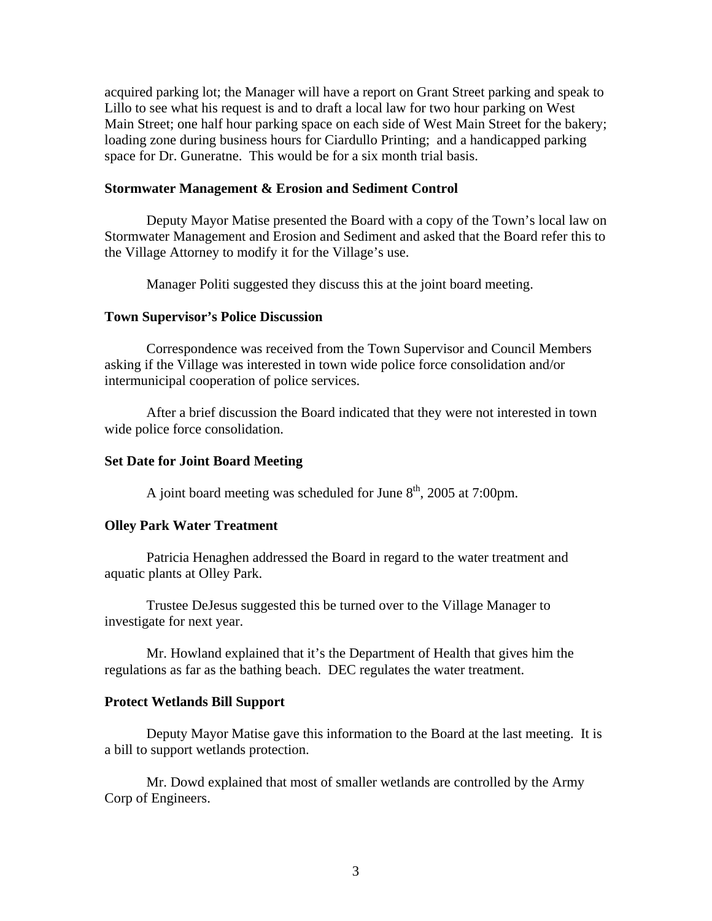acquired parking lot; the Manager will have a report on Grant Street parking and speak to Lillo to see what his request is and to draft a local law for two hour parking on West Main Street; one half hour parking space on each side of West Main Street for the bakery; loading zone during business hours for Ciardullo Printing; and a handicapped parking space for Dr. Guneratne. This would be for a six month trial basis.

**Stormwater Management & Erosion and Sediment Control**

Deputy Mayor Matise presented the Board with a copy of the Town's local law on Stormwater Management and Erosion and Sediment and asked that the Board refer this to the Village Attorney to modify it for the Village's use.

Manager Politi suggested they discuss this at the joint board meeting.

**Town Supervisor's Police Discussion**

Correspondence was received from the Town Supervisor and Council Members asking if the Village was interested in town wide police force consolidation and/or intermunicipal cooperation of police services.

After a brief discussion the Board indicated that they were not interested in town wide police force consolidation.

**Set Date for Joint Board Meeting**

A joint board meeting was scheduled for June 8th, 2005 at 7:00pm.

**Olley Park Water Treatment**

Patricia Henaghen addressed the Board in regard to the water treatment and aquatic plants at Olley Park.

Trustee DeJesus suggested this be turned over to the Village Manager to investigate for next year.

Mr. Howland explained that it's the Department of Health that gives him the regulations as far as the bathing beach. DEC regulates the water treatment.

**Protect Wetlands Bill Support**

Deputy Mayor Matise gave this information to the Board at the last meeting. It is a bill to support wetlands protection.

Mr. Dowd explained that most of smaller wetlands are controlled by the Army Corp of Engineers.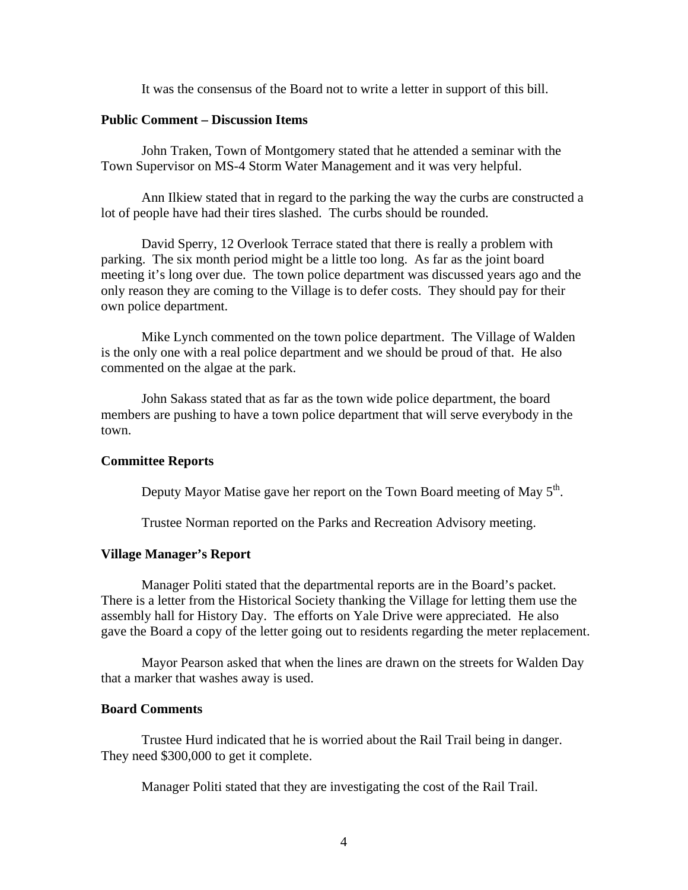It was the consensus of the Board not to write a letter in support of this bill.

**Public Comment – Discussion Items**

John Traken, Town of Montgomery stated that he attended a seminar with the Town Supervisor on MS-4 Storm Water Management and it was very helpful.

Ann Ilkiew stated that in regard to the parking the way the curbs are constructed a lot of people have had their tires slashed. The curbs should be rounded.

David Sperry, 12 Overlook Terrace stated that there is really a problem with parking. The six month period might be a little too long. As far as the joint board meeting it's long over due. The town police department was discussed years ago and the only reason they are coming to the Village is to defer costs. They should pay for their own police department.

Mike Lynch commented on the town police department. The Village of Walden is the only one with a real police department and we should be proud of that. He also commented on the algae at the park.

John Sakass stated that as far as the town wide police department, the board members are pushing to have a town police department that will serve everybody in the town.

**Committee Reports**

Deputy Mayor Matise gave her report on the Town Board meeting of May 5th.

Trustee Norman reported on the Parks and Recreation Advisory meeting.

**Village Manager's Report**

Manager Politi stated that the departmental reports are in the Board's packet. There is a letter from the Historical Society thanking the Village for letting them use the assembly hall for History Day. The efforts on Yale Drive were appreciated. He also gave the Board a copy of the letter going out to residents regarding the meter replacement.

Mayor Pearson asked that when the lines are drawn on the streets for Walden Day that a marker that washes away is used.

**Board Comments**

Trustee Hurd indicated that he is worried about the Rail Trail being in danger. They need $300,000 to get it complete.

Manager Politi stated that they are investigating the cost of the Rail Trail.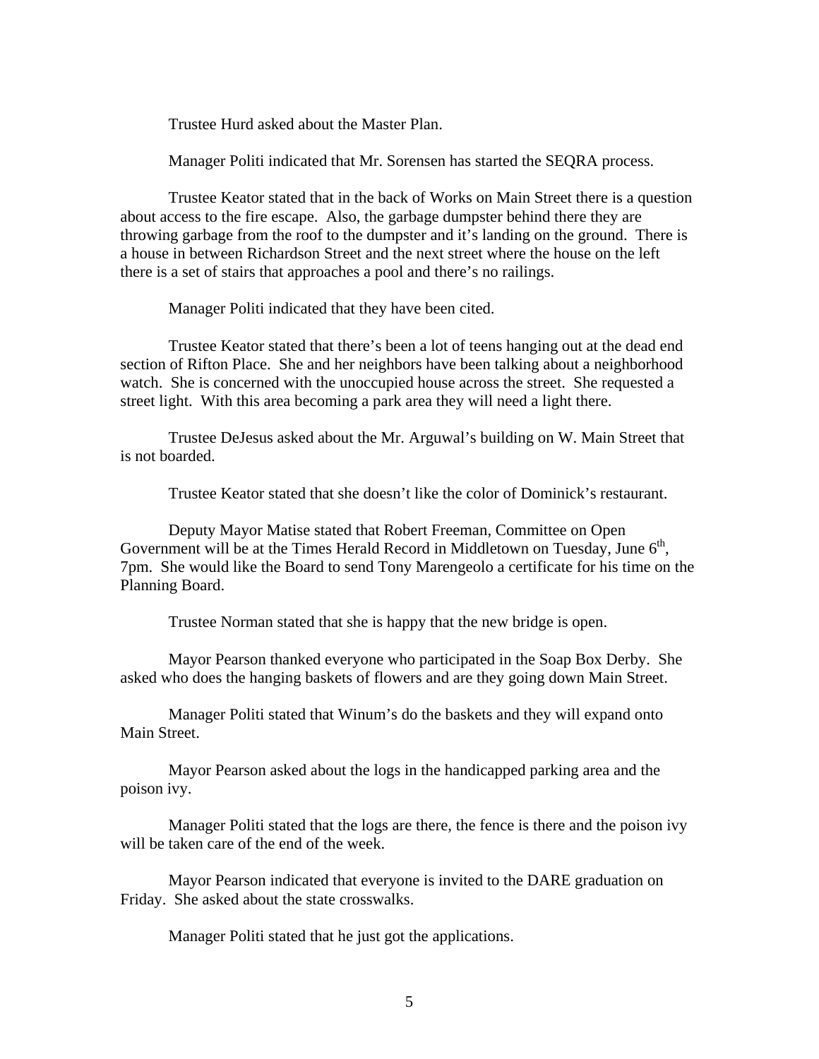Trustee Hurd asked about the Master Plan.

Manager Politi indicated that Mr. Sorensen has started the SEQRA process.

Trustee Keator stated that in the back of Works on Main Street there is a question about access to the fire escape. Also, the garbage dumpster behind there they are throwing garbage from the roof to the dumpster and it's landing on the ground. There is a house in between Richardson Street and the next street where the house on the left there is a set of stairs that approaches a pool and there's no railings.

Manager Politi indicated that they have been cited.

Trustee Keator stated that there's been a lot of teens hanging out at the dead end section of Rifton Place. She and her neighbors have been talking about a neighborhood watch. She is concerned with the unoccupied house across the street. She requested a street light. With this area becoming a park area they will need a light there.

Trustee DeJesus asked about the Mr. Arguwal's building on W. Main Street that is not boarded.

Trustee Keator stated that she doesn't like the color of Dominick's restaurant.

Deputy Mayor Matise stated that Robert Freeman, Committee on Open Government will be at the Times Herald Record in Middletown on Tuesday, June 6th, 7pm. She would like the Board to send Tony Marengeolo a certificate for his time on the Planning Board.

Trustee Norman stated that she is happy that the new bridge is open.

Mayor Pearson thanked everyone who participated in the Soap Box Derby. She asked who does the hanging baskets of flowers and are they going down Main Street.

Manager Politi stated that Winum's do the baskets and they will expand onto Main Street.

Mayor Pearson asked about the logs in the handicapped parking area and the poison ivy.

Manager Politi stated that the logs are there, the fence is there and the poison ivy will be taken care of the end of the week.

Mayor Pearson indicated that everyone is invited to the DARE graduation on Friday. She asked about the state crosswalks.

Manager Politi stated that he just got the applications.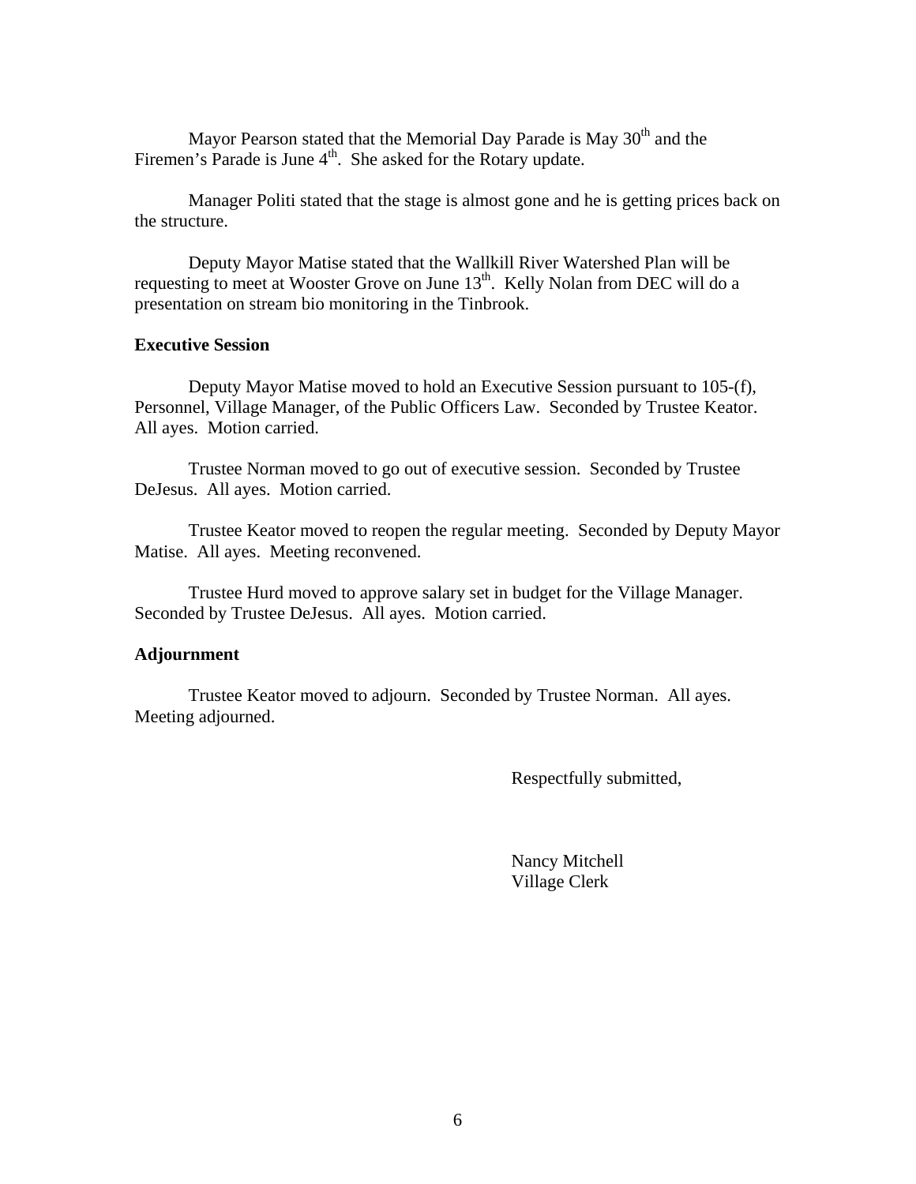Mayor Pearson stated that the Memorial Day Parade is May 30th and the Firemen's Parade is June 4th. She asked for the Rotary update.

Manager Politi stated that the stage is almost gone and he is getting prices back on the structure.

Deputy Mayor Matise stated that the Wallkill River Watershed Plan will be requesting to meet at Wooster Grove on June 13th. Kelly Nolan from DEC will do a presentation on stream bio monitoring in the Tinbrook.

**Executive Session**

Deputy Mayor Matise moved to hold an Executive Session pursuant to 105-(f), Personnel, Village Manager, of the Public Officers Law. Seconded by Trustee Keator. All ayes. Motion carried.

Trustee Norman moved to go out of executive session. Seconded by Trustee DeJesus. All ayes. Motion carried.

Trustee Keator moved to reopen the regular meeting. Seconded by Deputy Mayor Matise. All ayes. Meeting reconvened.

Trustee Hurd moved to approve salary set in budget for the Village Manager. Seconded by Trustee DeJesus. All ayes. Motion carried.

**Adjournment**

Trustee Keator moved to adjourn. Seconded by Trustee Norman. All ayes. Meeting adjourned.

Respectfully submitted,

Nancy Mitchell
Village Clerk